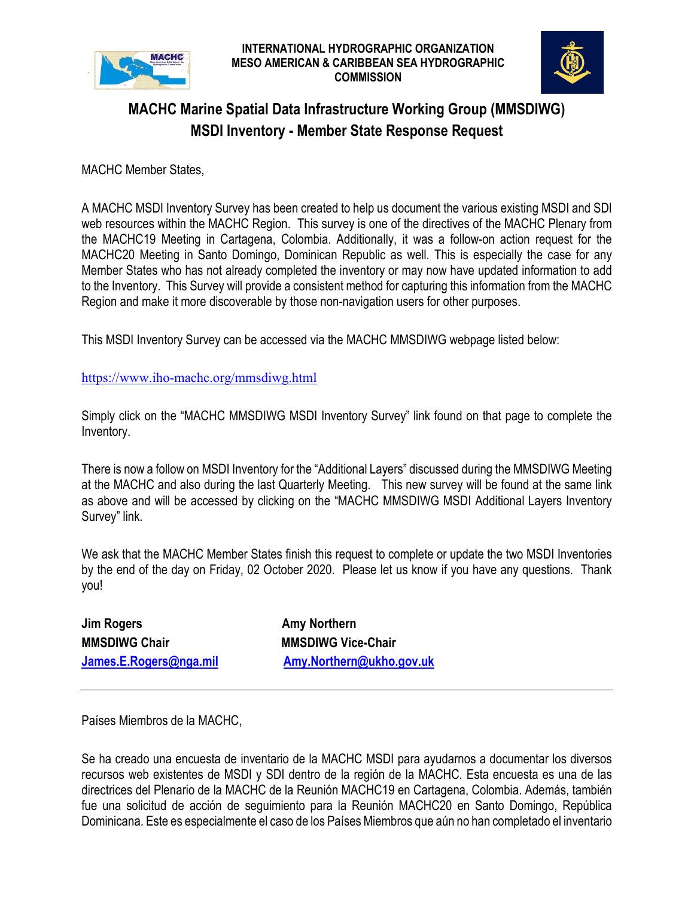INTERNATIONAL HYDROGRAPHIC ORGANIZATION
MESO AMERICAN & CARIBBEAN SEA HYDROGRAPHIC COMMISSION

# MACHC Marine Spatial Data Infrastructure Working Group (MMSDIWG)
# MSDI Inventory - Member State Response Request

MACHC Member States,

A MACHC MSDI Inventory Survey has been created to help us document the various existing MSDI and SDI web resources within the MACHC Region. This survey is one of the directives of the MACHC Plenary from the MACHC19 Meeting in Cartagena, Colombia. Additionally, it was a follow-on action request for the MACHC20 Meeting in Santo Domingo, Dominican Republic as well. This is especially the case for any Member States who has not already completed the inventory or may now have updated information to add to the Inventory. This Survey will provide a consistent method for capturing this information from the MACHC Region and make it more discoverable by those non-navigation users for other purposes.

This MSDI Inventory Survey can be accessed via the MACHC MMSDIWG webpage listed below:

https://www.iho-machc.org/mmsdiwg.html

Simply click on the "MACHC MMSDIWG MSDI Inventory Survey" link found on that page to complete the Inventory.

There is now a follow on MSDI Inventory for the "Additional Layers" discussed during the MMSDIWG Meeting at the MACHC and also during the last Quarterly Meeting. This new survey will be found at the same link as above and will be accessed by clicking on the "MACHC MMSDIWG MSDI Additional Layers Inventory Survey" link.

We ask that the MACHC Member States finish this request to complete or update the two MSDI Inventories by the end of the day on Friday, 02 October 2020. Please let us know if you have any questions. Thank you!

| **Jim Rogers** | **Amy Northern** |
|---|---|
| **MMSDIWG Chair** | **MMSDIWG Vice-Chair** |
| **James.E.Rogers@nga.mil** | **Amy.Northern@ukho.gov.uk** |

---

Países Miembros de la MACHC,

Se ha creado una encuesta de inventario de la MACHC MSDI para ayudarnos a documentar los diversos recursos web existentes de MSDI y SDI dentro de la región de la MACHC. Esta encuesta es una de las directrices del Plenario de la MACHC de la Reunión MACHC19 en Cartagena, Colombia. Además, también fue una solicitud de acción de seguimiento para la Reunión MACHC20 en Santo Domingo, República Dominicana. Este es especialmente el caso de los Países Miembros que aún no han completado el inventario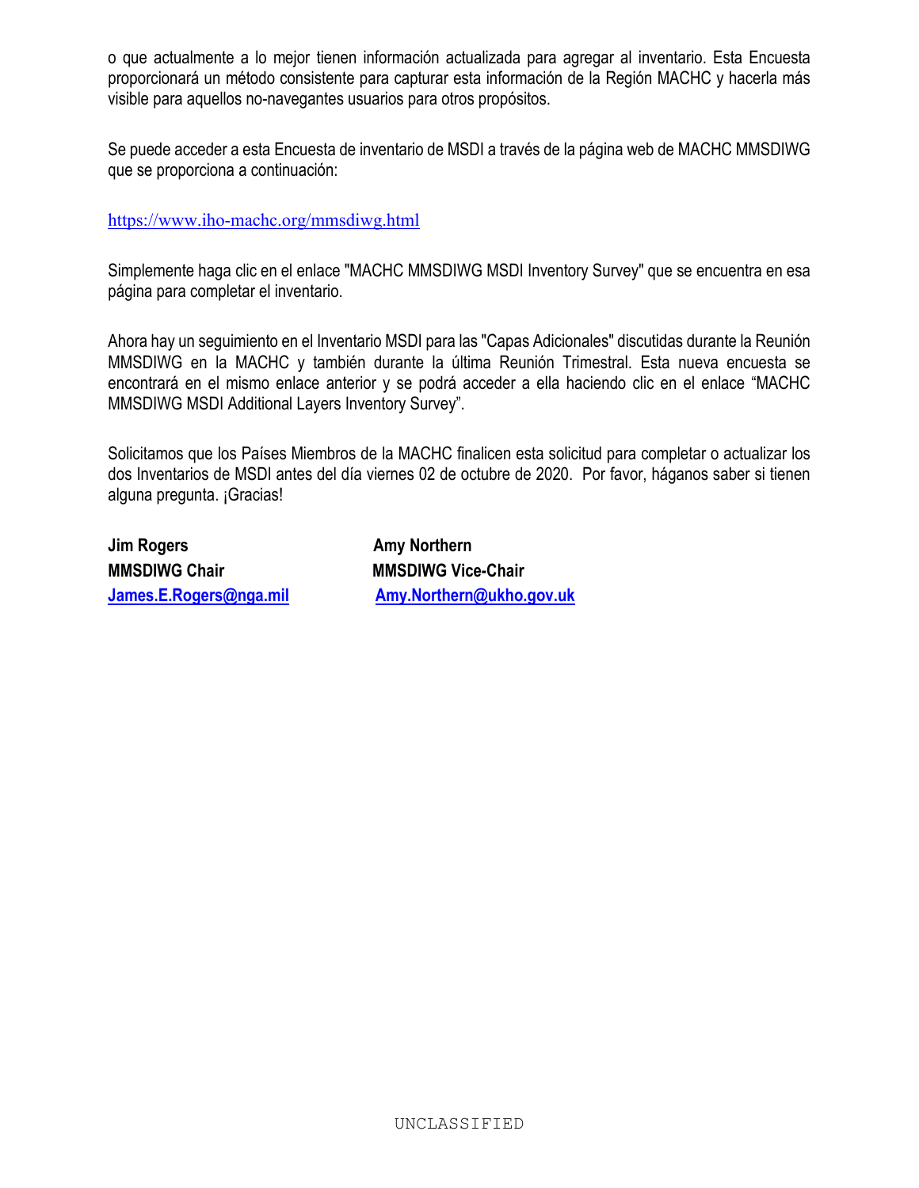o que actualmente a lo mejor tienen información actualizada para agregar al inventario. Esta Encuesta proporcionará un método consistente para capturar esta información de la Región MACHC y hacerla más visible para aquellos no-navegantes usuarios para otros propósitos.

Se puede acceder a esta Encuesta de inventario de MSDI a través de la página web de MACHC MMSDIWG que se proporciona a continuación:

https://www.iho-machc.org/mmsdiwg.html

Simplemente haga clic en el enlace "MACHC MMSDIWG MSDI Inventory Survey" que se encuentra en esa página para completar el inventario.

Ahora hay un seguimiento en el Inventario MSDI para las "Capas Adicionales" discutidas durante la Reunión MMSDIWG en la MACHC y también durante la última Reunión Trimestral. Esta nueva encuesta se encontrará en el mismo enlace anterior y se podrá acceder a ella haciendo clic en el enlace "MACHC MMSDIWG MSDI Additional Layers Inventory Survey".

Solicitamos que los Países Miembros de la MACHC finalicen esta solicitud para completar o actualizar los dos Inventarios de MSDI antes del día viernes 02 de octubre de 2020. Por favor, háganos saber si tienen alguna pregunta. ¡Gracias!

| | |
|---|---|
| **Jim Rogers** | **Amy Northern** |
| **MMSDIWG Chair** | **MMSDIWG Vice-Chair** |
| **James.E.Rogers@nga.mil** | **Amy.Northern@ukho.gov.uk** |

UNCLASSIFIED